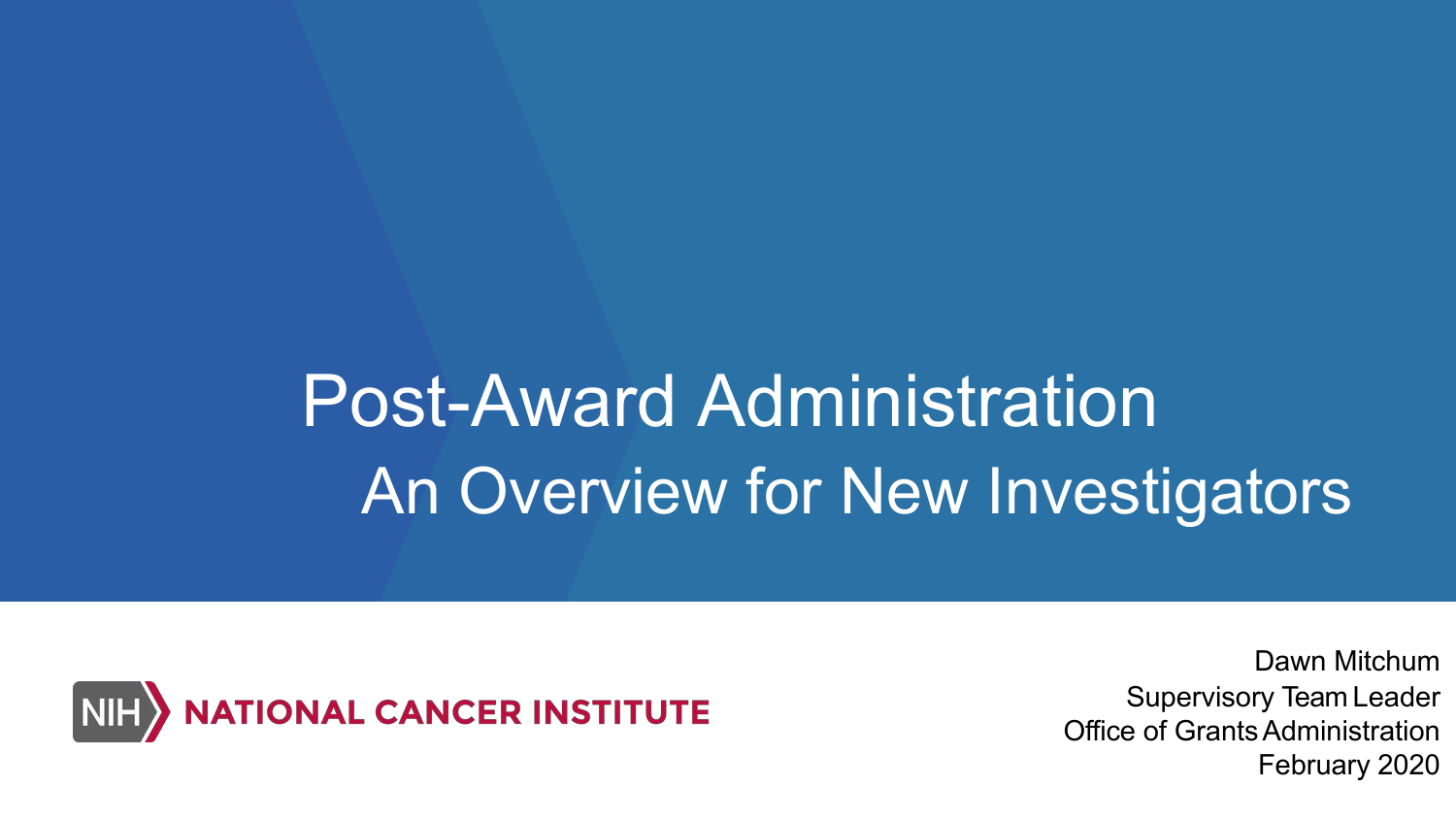# Post-Award Administration

## An Overview for New Investigators

NIH NATIONAL CANCER INSTITUTE

Dawn Mitchum
Supervisory Team Leader
Office of Grants Administration
February 2020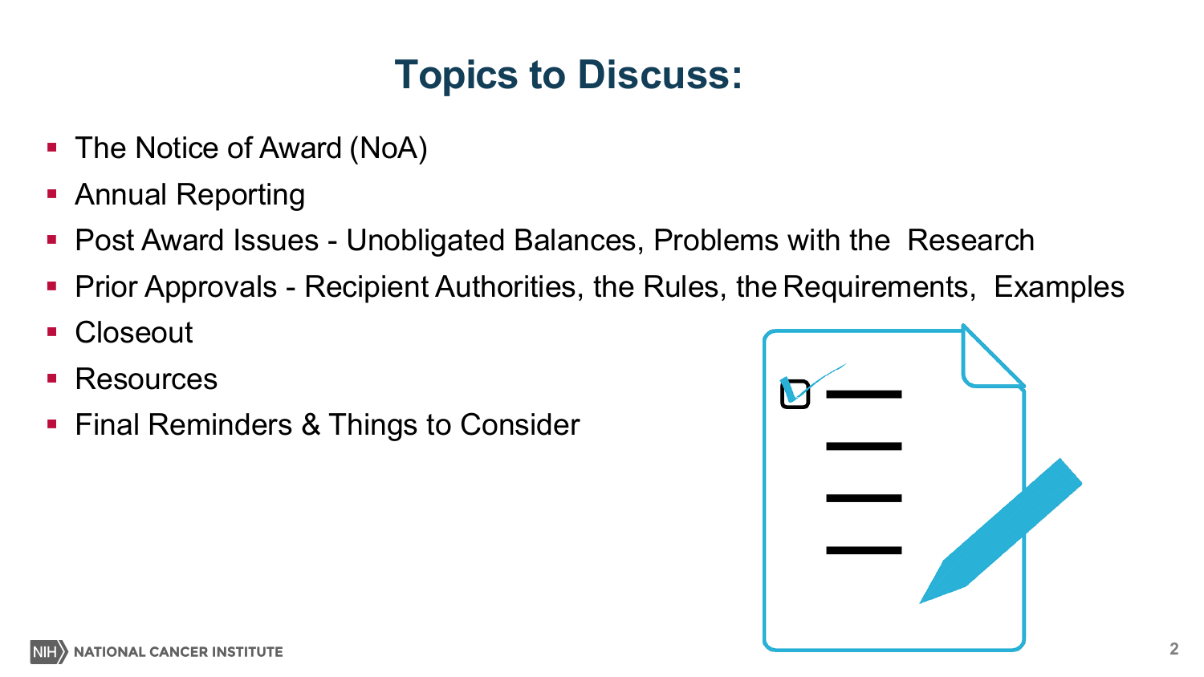# Topics to Discuss:

- The Notice of Award (NoA)
- Annual Reporting
- Post Award Issues - Unobligated Balances, Problems with the Research
- Prior Approvals - Recipient Authorities, the Rules, the Requirements, Examples
- Closeout
- Resources
- Final Reminders & Things to Consider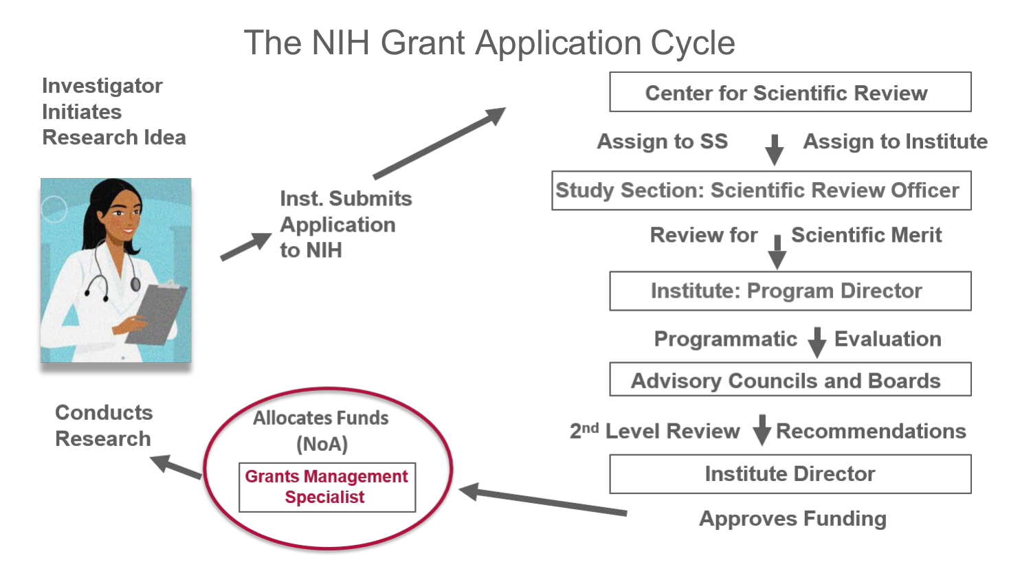# The NIH Grant Application Cycle

Investigator Initiates Research Idea

Inst. Submits Application to NIH

**Center for Scientific Review**

Assign to SS ↓ Assign to Institute

**Study Section: Scientific Review Officer**

Review for ↓ Scientific Merit

**Institute: Program Director**

Programmatic ↓ Evaluation

**Advisory Councils and Boards**

2nd Level Review ↓ Recommendations

**Institute Director**

Approves Funding

Allocates Funds (NoA)

**Grants Management Specialist**

Conducts Research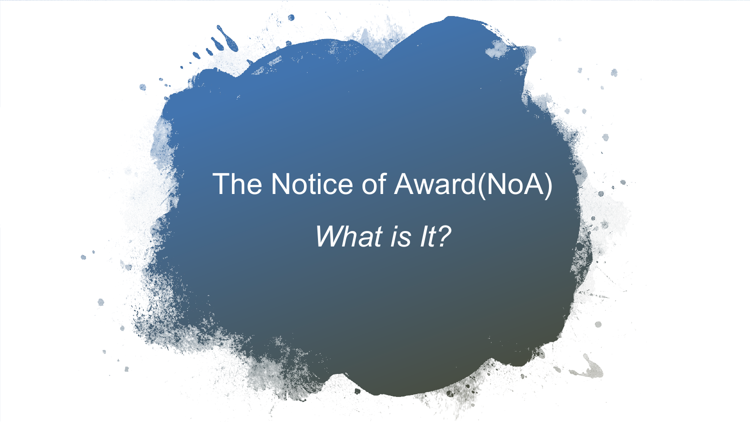# The Notice of Award(NoA)

*What is It?*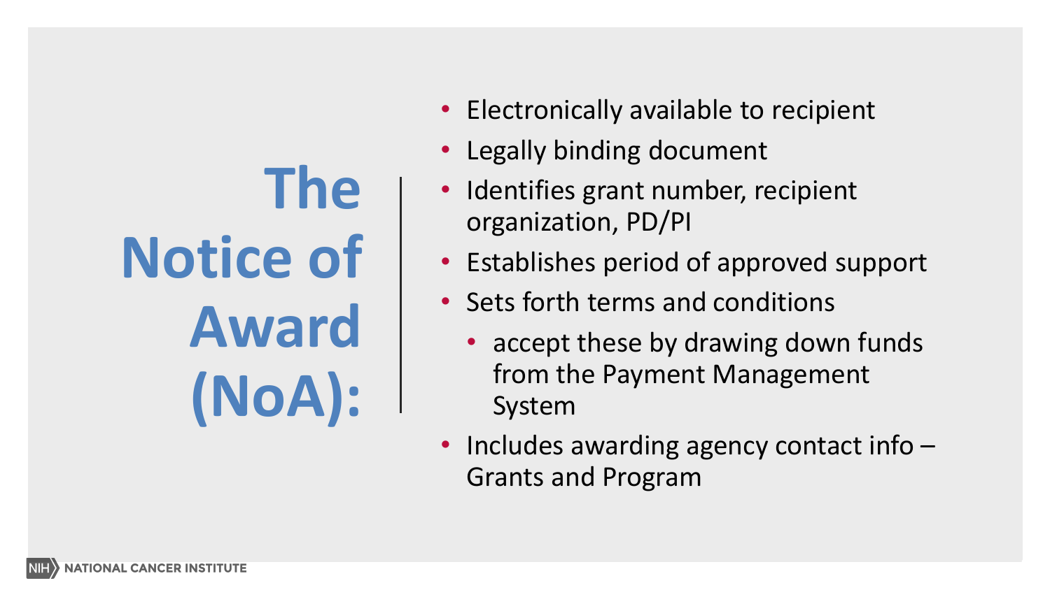# The Notice of Award (NoA):

- Electronically available to recipient
- Legally binding document
- Identifies grant number, recipient organization, PD/PI
- Establishes period of approved support
- Sets forth terms and conditions
  - accept these by drawing down funds from the Payment Management System
- Includes awarding agency contact info – Grants and Program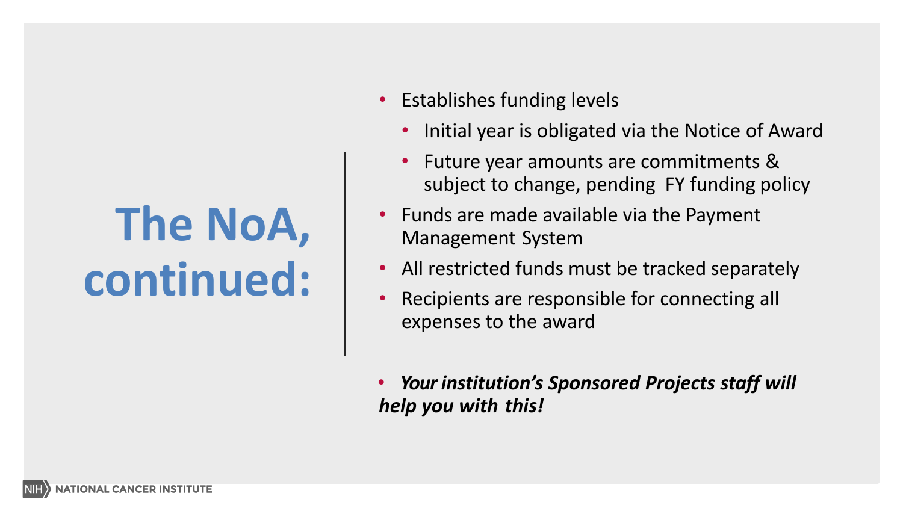# The NoA, continued:

- Establishes funding levels
  - Initial year is obligated via the Notice of Award
  - Future year amounts are commitments & subject to change, pending FY funding policy
- Funds are made available via the Payment Management System
- All restricted funds must be tracked separately
- Recipients are responsible for connecting all expenses to the award

- ***Your institution's Sponsored Projects staff will help you with this!***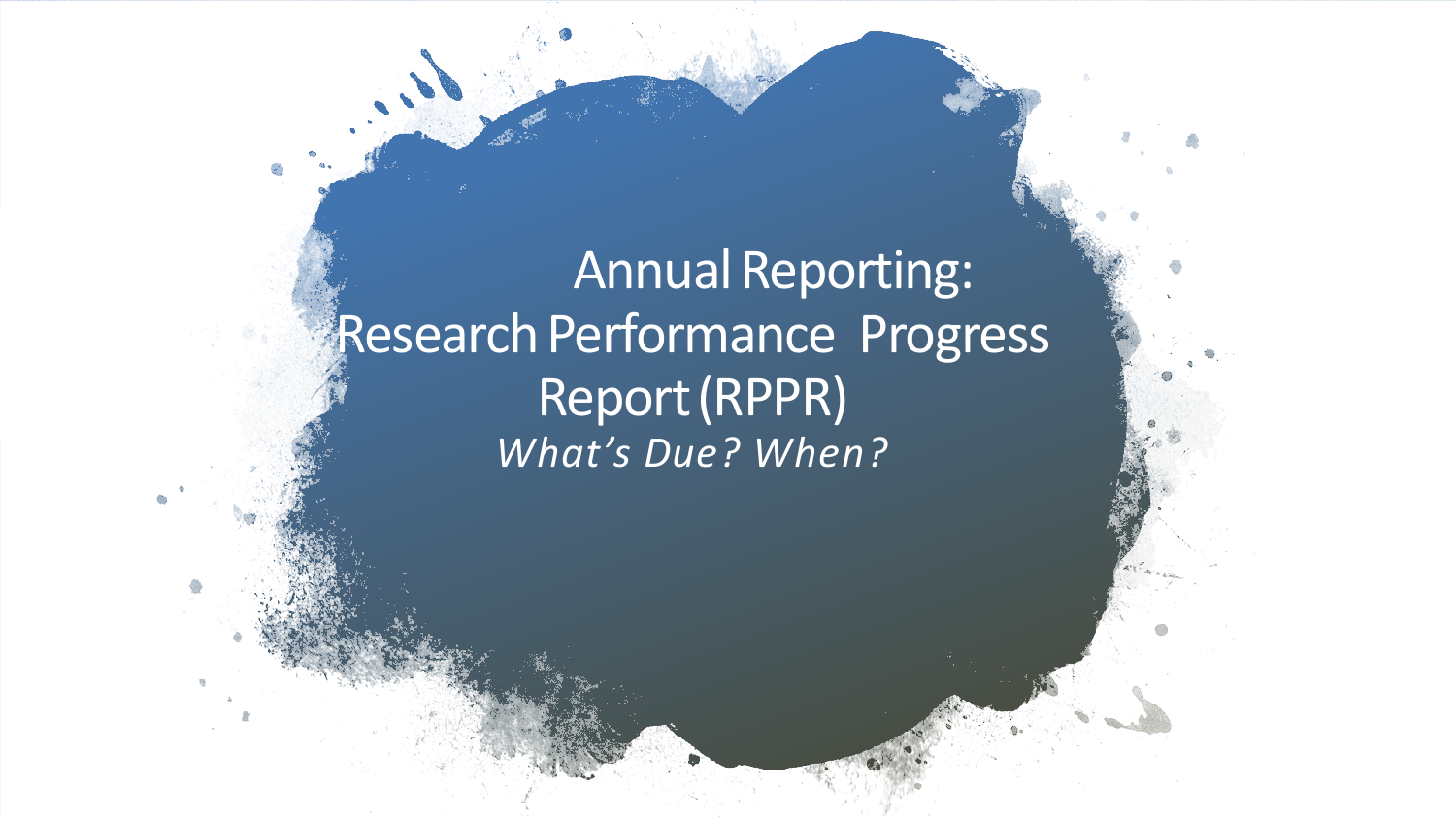# Annual Reporting: Research Performance Progress Report (RPPR)

*What's Due? When?*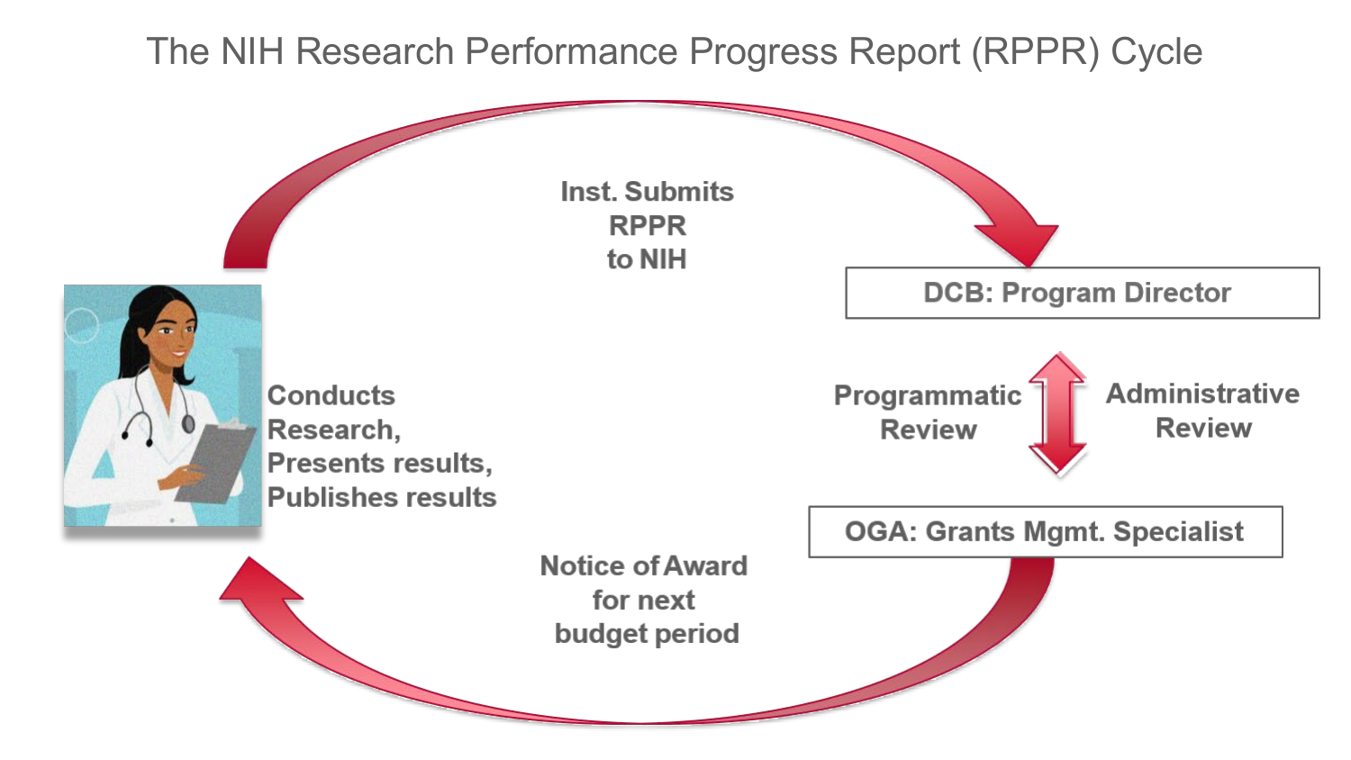# The NIH Research Performance Progress Report (RPPR) Cycle

Inst. Submits RPPR to NIH

DCB: Program Director

Programmatic Review

Administrative Review

OGA: Grants Mgmt. Specialist

Notice of Award for next budget period

Conducts Research, Presents results, Publishes results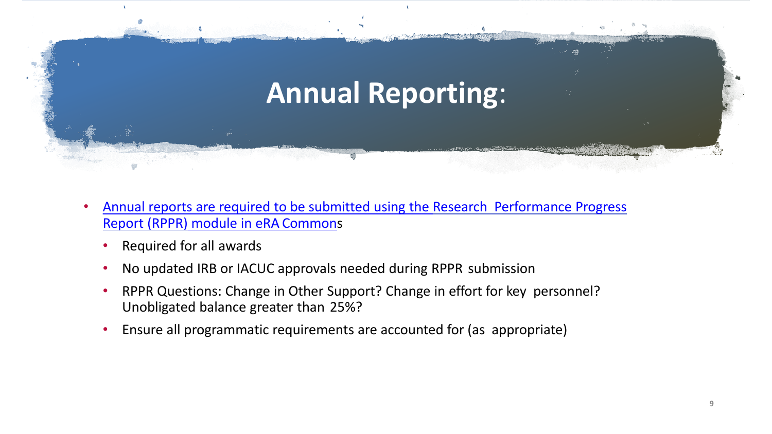# Annual Reporting:

- Annual reports are required to be submitted using the Research Performance Progress Report (RPPR) module in eRA Commons
  - Required for all awards
  - No updated IRB or IACUC approvals needed during RPPR submission
  - RPPR Questions: Change in Other Support? Change in effort for key personnel? Unobligated balance greater than 25%?
  - Ensure all programmatic requirements are accounted for (as appropriate)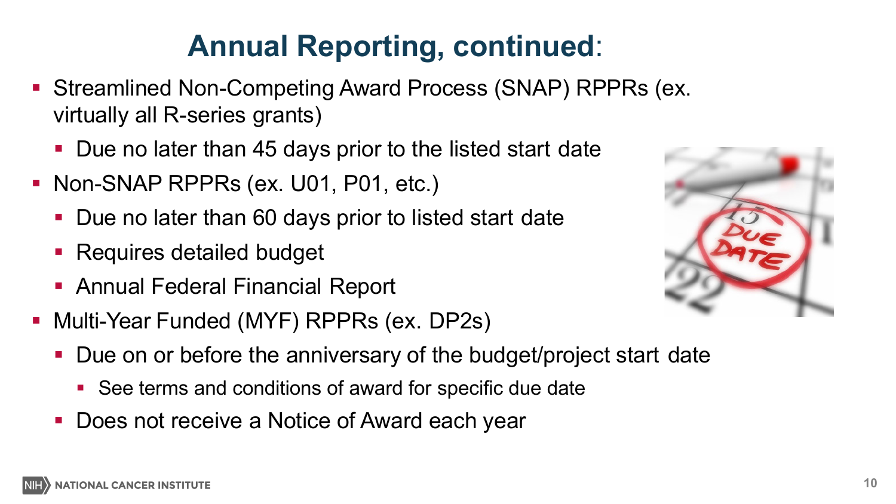# Annual Reporting, continued:

- Streamlined Non-Competing Award Process (SNAP) RPPRs (ex. virtually all R-series grants)
  - Due no later than 45 days prior to the listed start date
- Non-SNAP RPPRs (ex. U01, P01, etc.)
  - Due no later than 60 days prior to listed start date
  - Requires detailed budget
  - Annual Federal Financial Report
- Multi-Year Funded (MYF) RPPRs (ex. DP2s)
  - Due on or before the anniversary of the budget/project start date
    - See terms and conditions of award for specific due date
  - Does not receive a Notice of Award each year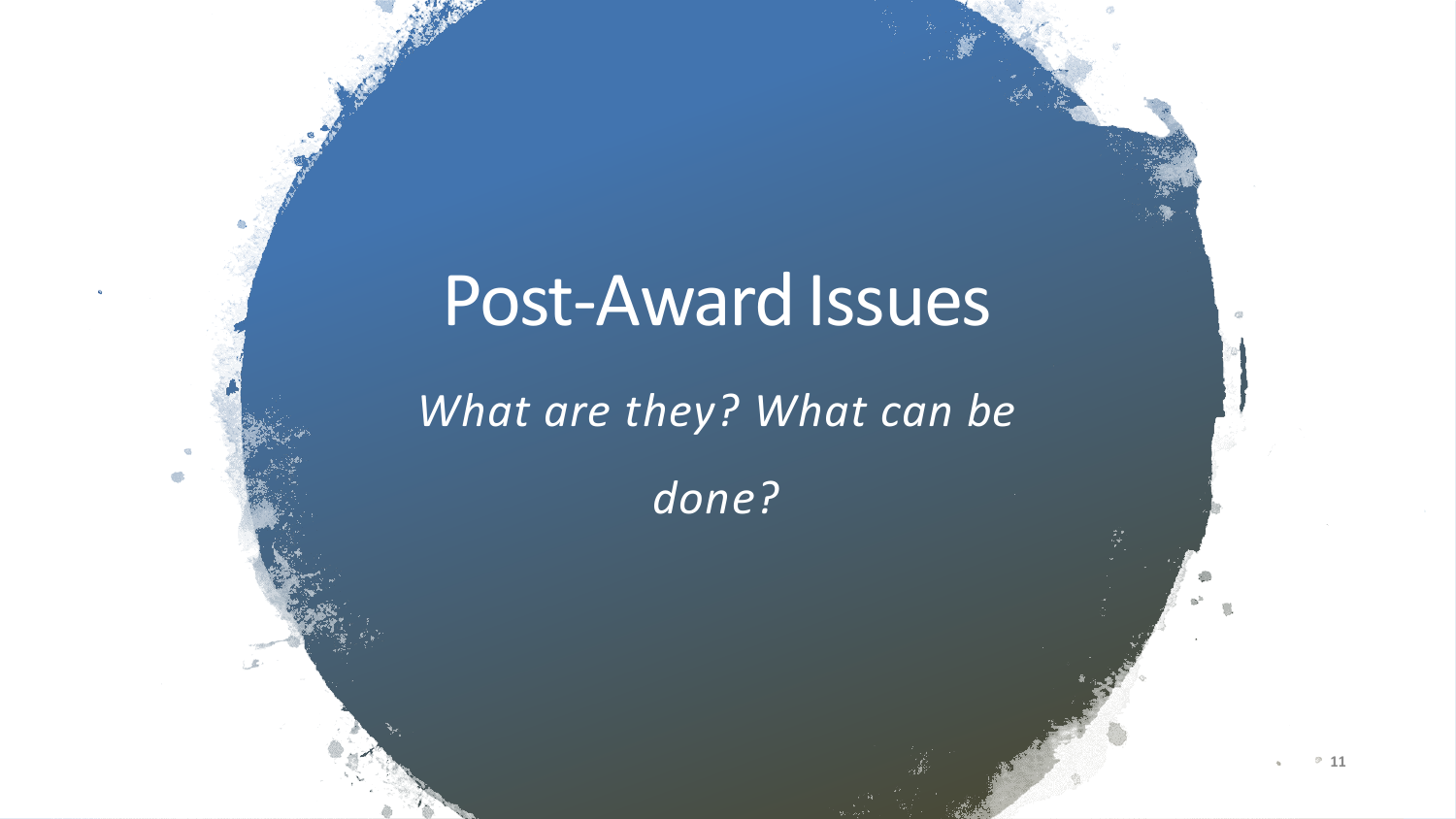# Post-Award Issues

*What are they? What can be done?*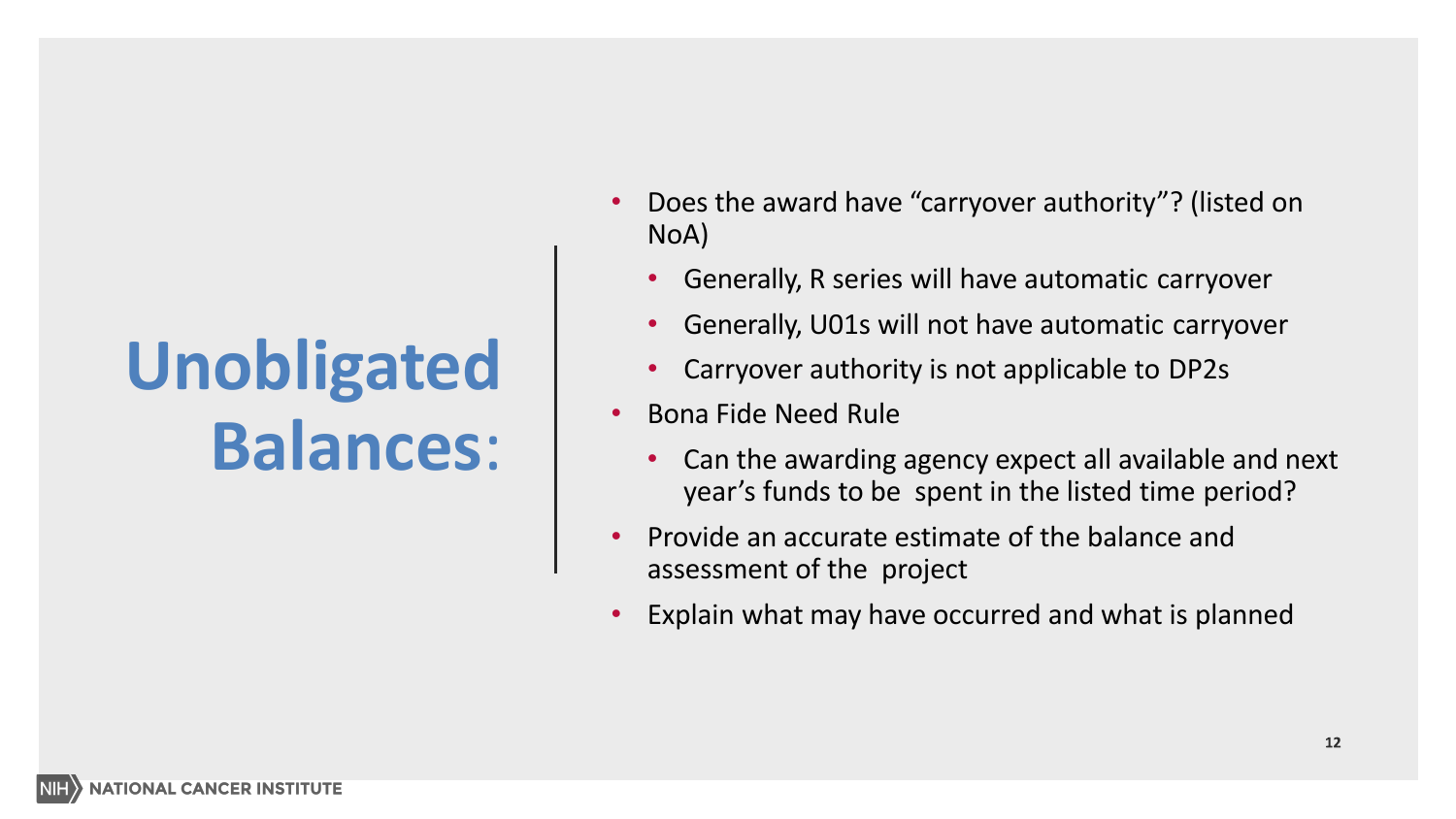# Unobligated Balances:

- Does the award have “carryover authority”? (listed on NoA)
  - Generally, R series will have automatic carryover
  - Generally, U01s will not have automatic carryover
  - Carryover authority is not applicable to DP2s
- Bona Fide Need Rule
  - Can the awarding agency expect all available and next year’s funds to be spent in the listed time period?
- Provide an accurate estimate of the balance and assessment of the project
- Explain what may have occurred and what is planned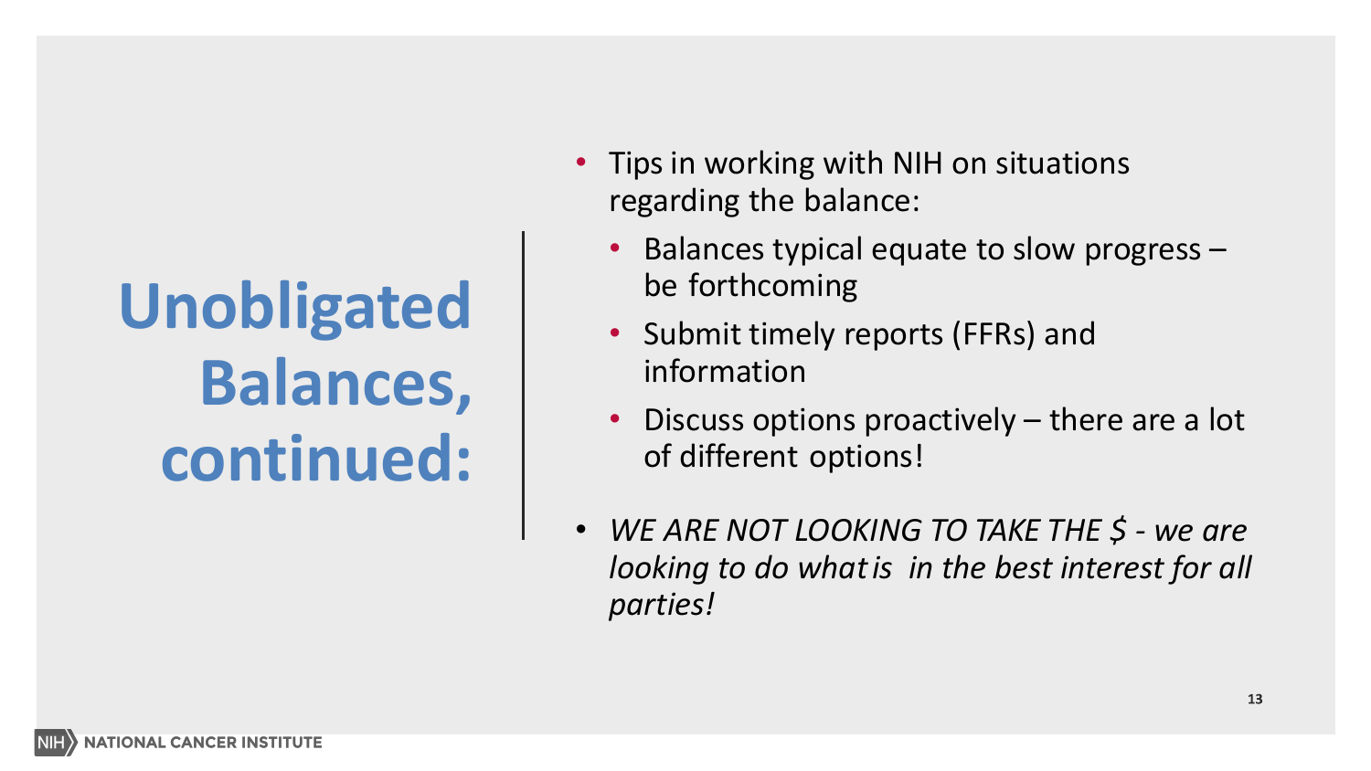# Unobligated Balances, continued:

- Tips in working with NIH on situations regarding the balance:
  - Balances typical equate to slow progress – be forthcoming
  - Submit timely reports (FFRs) and information
  - Discuss options proactively – there are a lot of different options!
- *WE ARE NOT LOOKING TO TAKE THE $ - we are looking to do what is in the best interest for all parties!*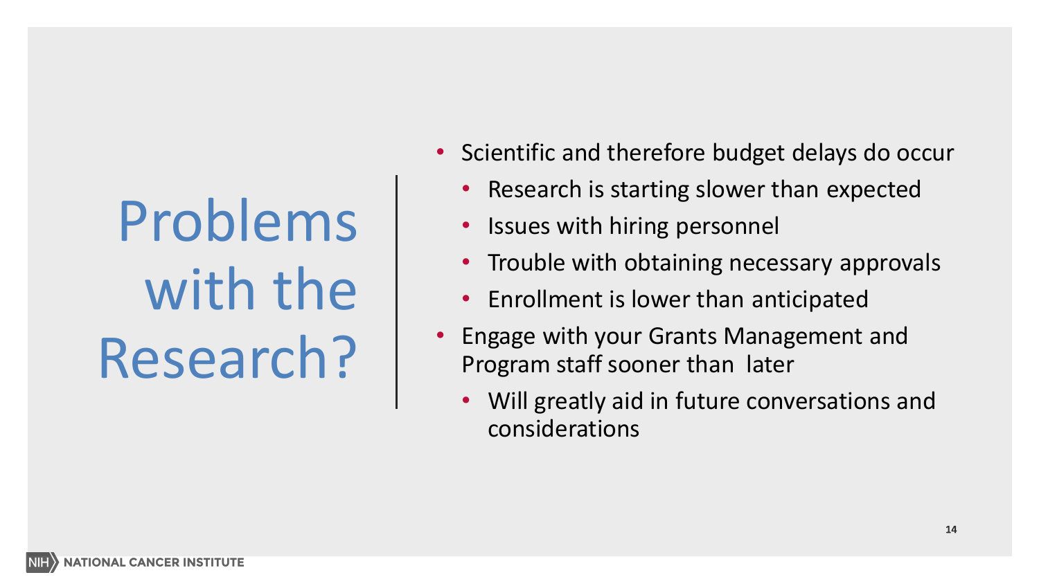# Problems with the Research?

- Scientific and therefore budget delays do occur
  - Research is starting slower than expected
  - Issues with hiring personnel
  - Trouble with obtaining necessary approvals
  - Enrollment is lower than anticipated
- Engage with your Grants Management and Program staff sooner than later
  - Will greatly aid in future conversations and considerations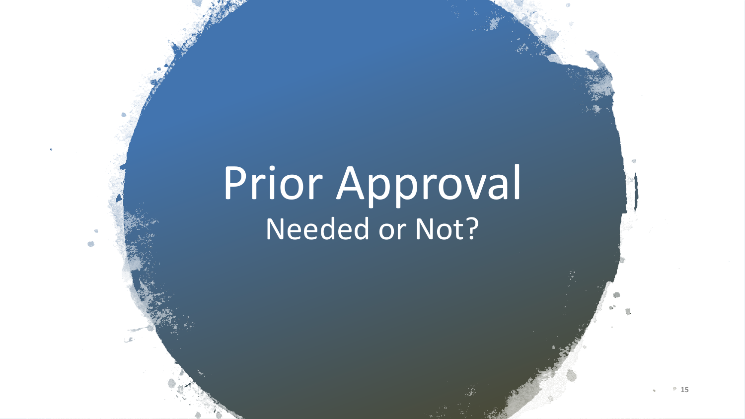# Prior Approval

## Needed or Not?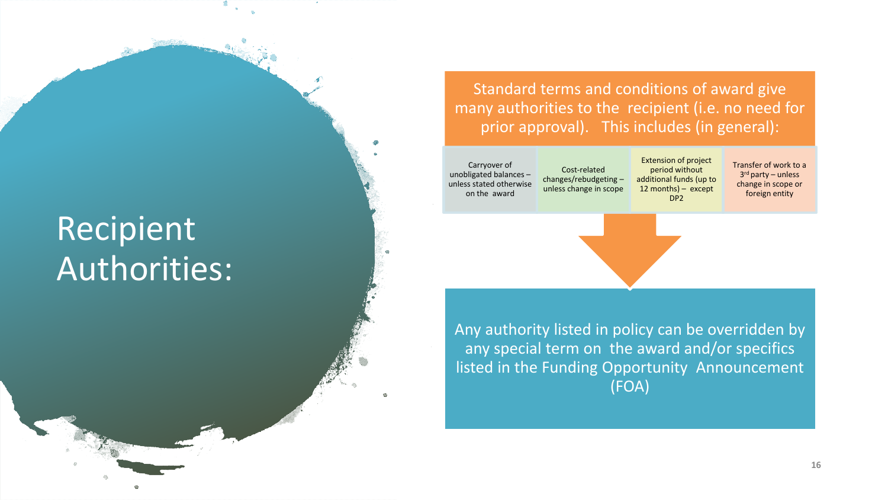# Recipient Authorities:

Standard terms and conditions of award give many authorities to the recipient (i.e. no need for prior approval). This includes (in general):

- Carryover of unobligated balances – unless stated otherwise on the award
- Cost-related changes/rebudgeting – unless change in scope
- Extension of project period without additional funds (up to 12 months) – except DP2
- Transfer of work to a 3rd party – unless change in scope or foreign entity

Any authority listed in policy can be overridden by any special term on the award and/or specifics listed in the Funding Opportunity Announcement (FOA)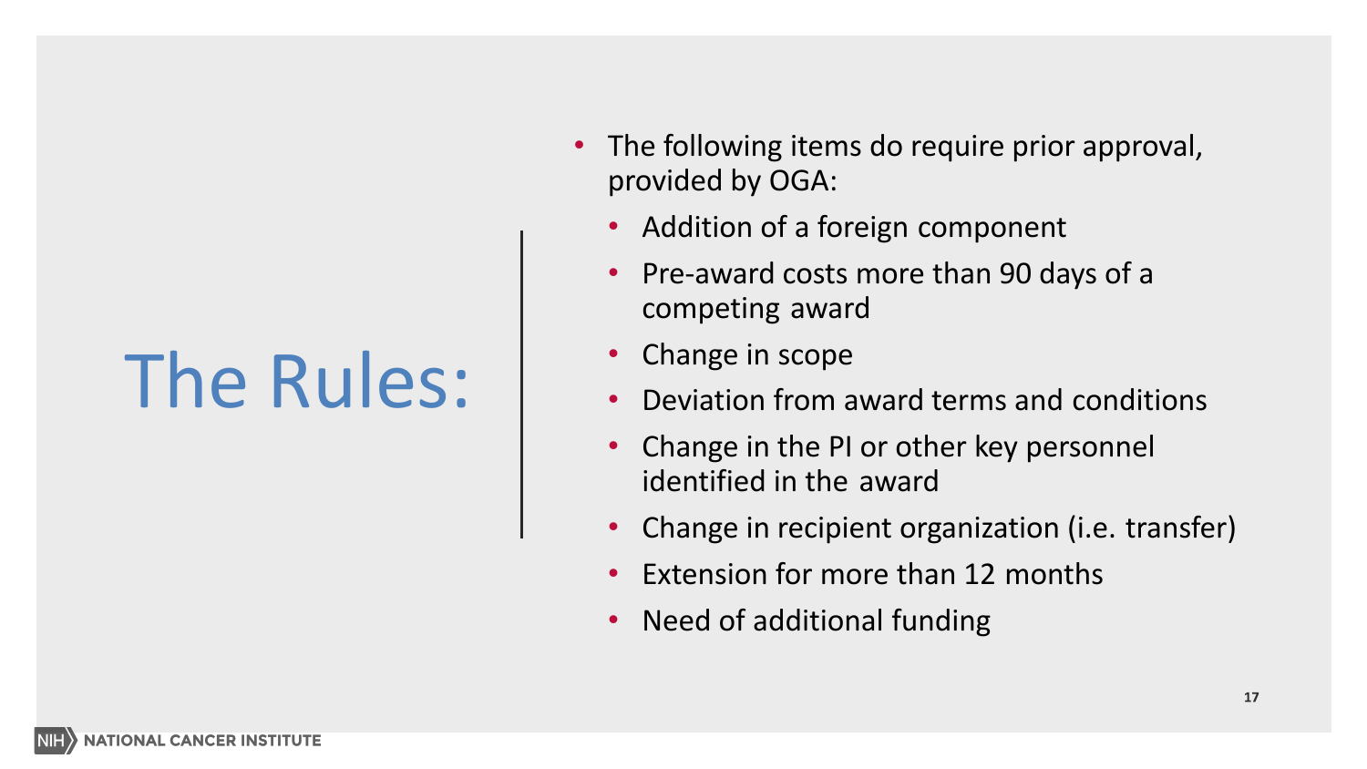# The Rules:

- The following items do require prior approval, provided by OGA:
  - Addition of a foreign component
  - Pre-award costs more than 90 days of a competing award
  - Change in scope
  - Deviation from award terms and conditions
  - Change in the PI or other key personnel identified in the award
  - Change in recipient organization (i.e. transfer)
  - Extension for more than 12 months
  - Need of additional funding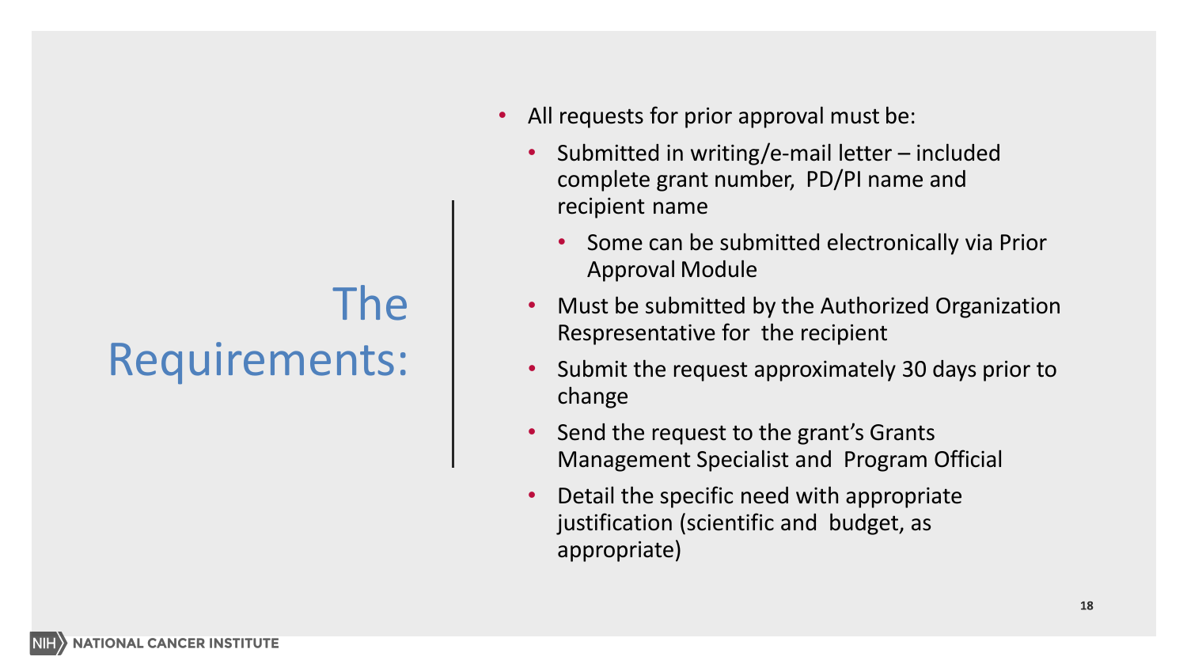# The Requirements:

- All requests for prior approval must be:
  - Submitted in writing/e-mail letter – included complete grant number, PD/PI name and recipient name
    - Some can be submitted electronically via Prior Approval Module
  - Must be submitted by the Authorized Organization Respsentative for the recipient
  - Submit the request approximately 30 days prior to change
  - Send the request to the grant's Grants Management Specialist and Program Official
  - Detail the specific need with appropriate justification (scientific and budget, as appropriate)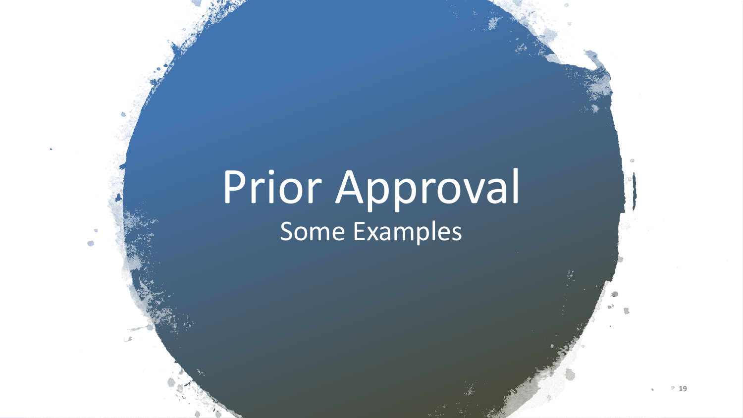# Prior Approval

Some Examples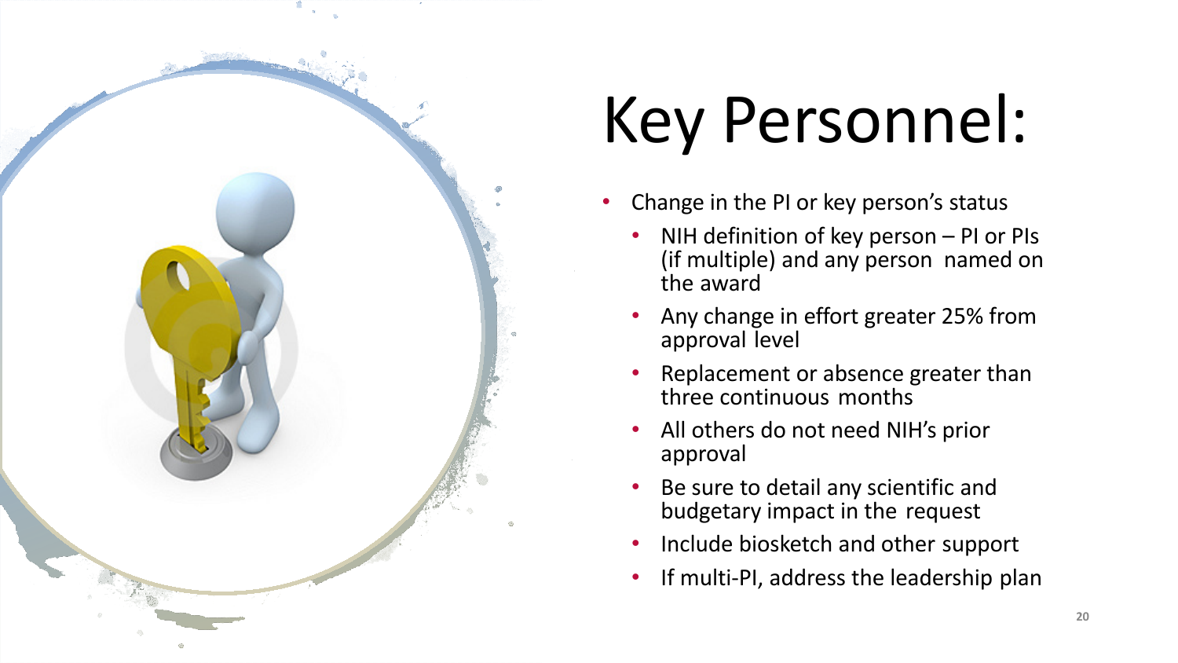# Key Personnel:

- Change in the PI or key person's status
  - NIH definition of key person – PI or PIs (if multiple) and any person named on the award
  - Any change in effort greater 25% from approval level
  - Replacement or absence greater than three continuous months
  - All others do not need NIH's prior approval
  - Be sure to detail any scientific and budgetary impact in the request
  - Include biosketch and other support
  - If multi-PI, address the leadership plan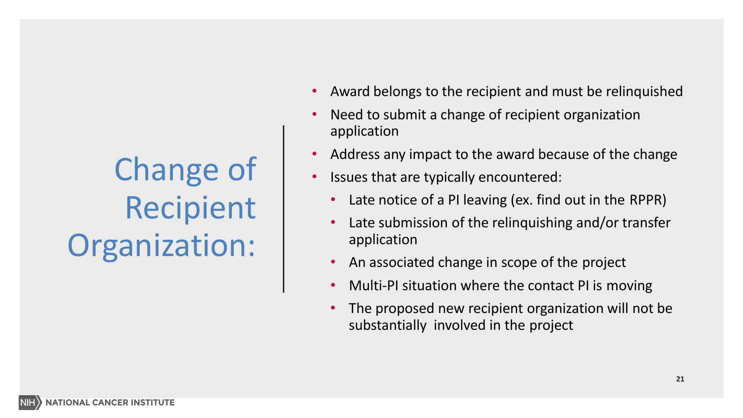# Change of Recipient Organization:

- Award belongs to the recipient and must be relinquished
- Need to submit a change of recipient organization application
- Address any impact to the award because of the change
- Issues that are typically encountered:
  - Late notice of a PI leaving (ex. find out in the RPPR)
  - Late submission of the relinquishing and/or transfer application
  - An associated change in scope of the project
  - Multi-PI situation where the contact PI is moving
  - The proposed new recipient organization will not be substantially involved in the project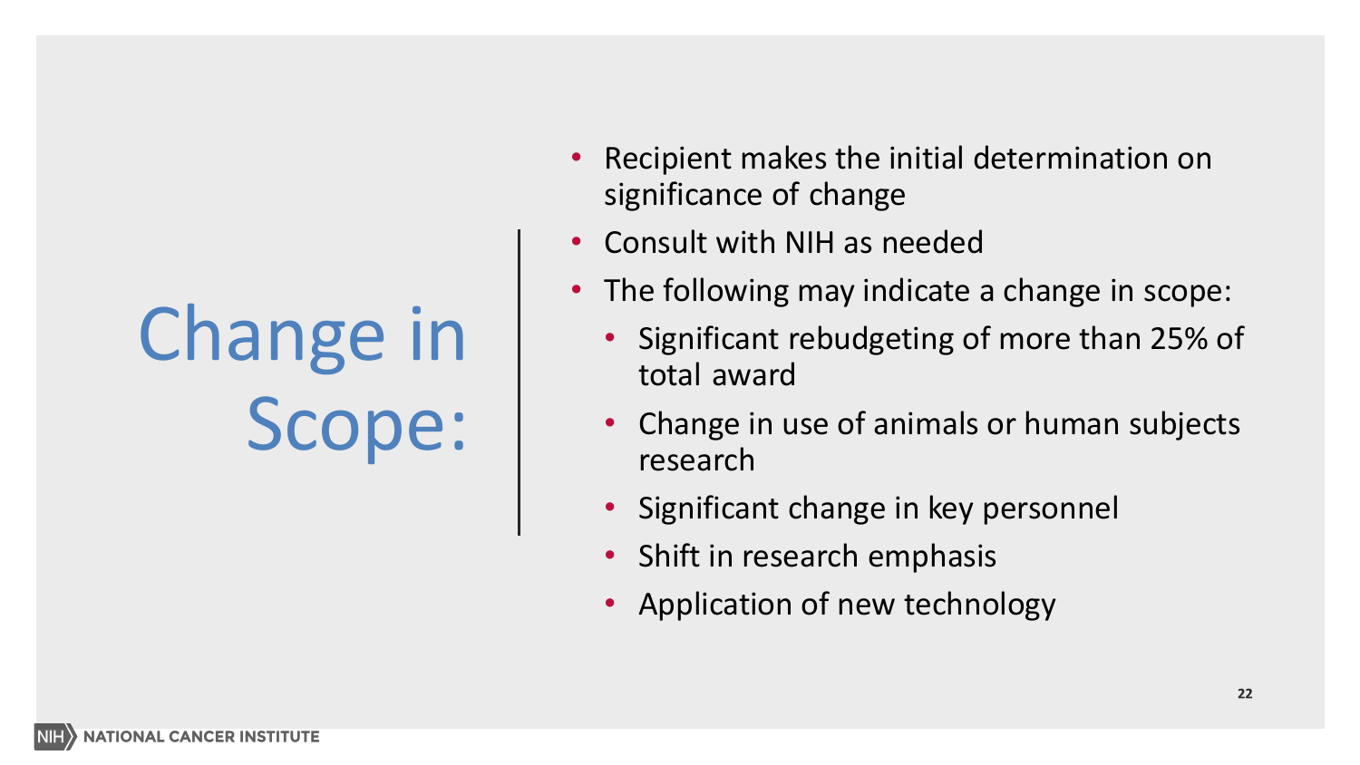# Change in Scope:

- Recipient makes the initial determination on significance of change
- Consult with NIH as needed
- The following may indicate a change in scope:
  - Significant rebudgeting of more than 25% of total award
  - Change in use of animals or human subjects research
  - Significant change in key personnel
  - Shift in research emphasis
  - Application of new technology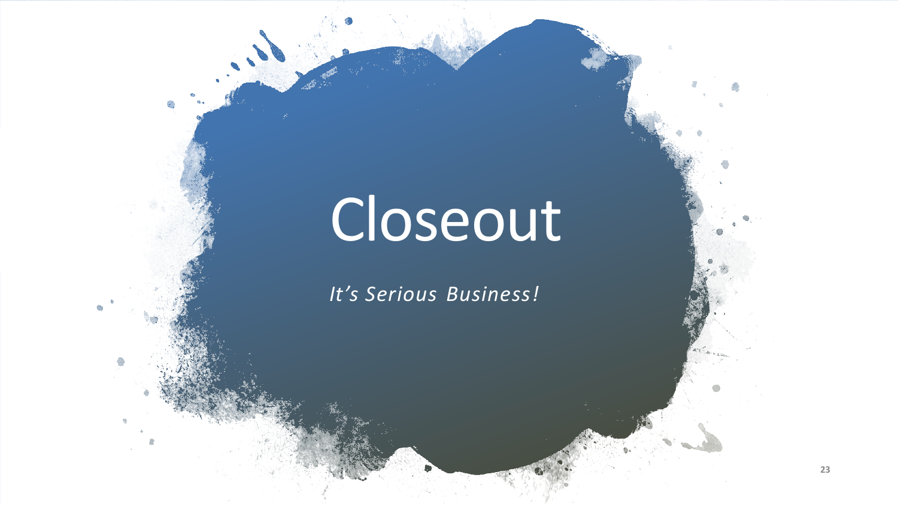# Closeout

*It's Serious Business!*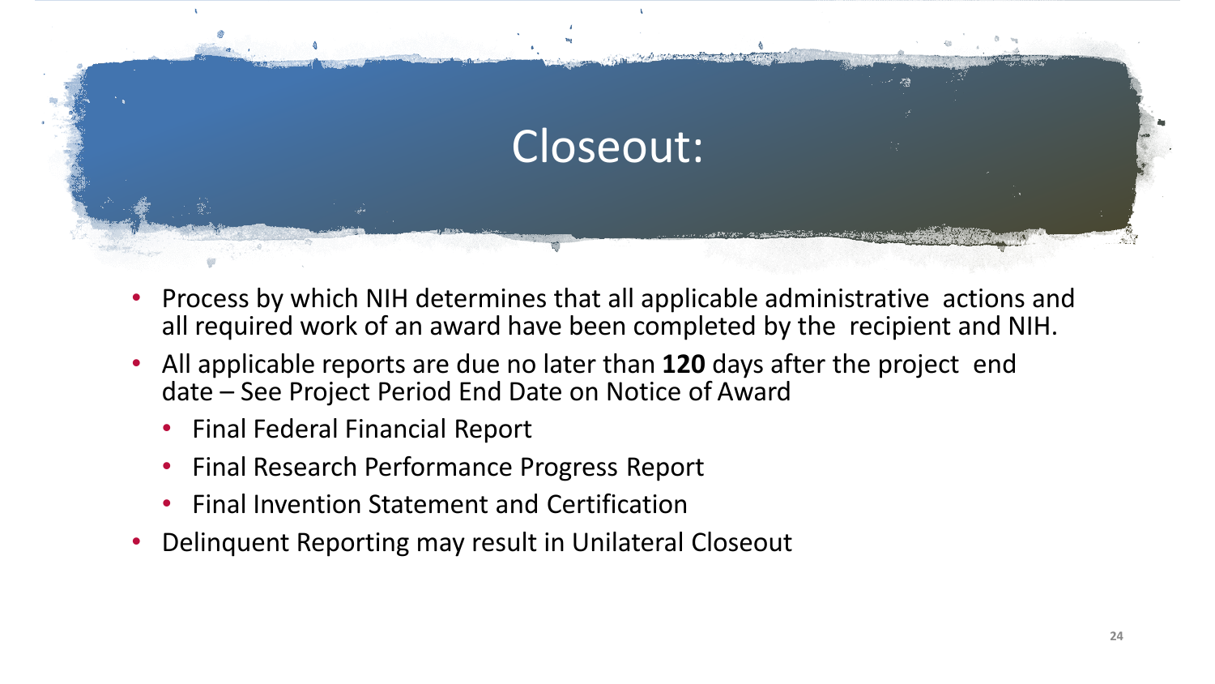# Closeout:

- Process by which NIH determines that all applicable administrative actions and all required work of an award have been completed by the recipient and NIH.
- All applicable reports are due no later than **120** days after the project end date – See Project Period End Date on Notice of Award
  - Final Federal Financial Report
  - Final Research Performance Progress Report
  - Final Invention Statement and Certification
- Delinquent Reporting may result in Unilateral Closeout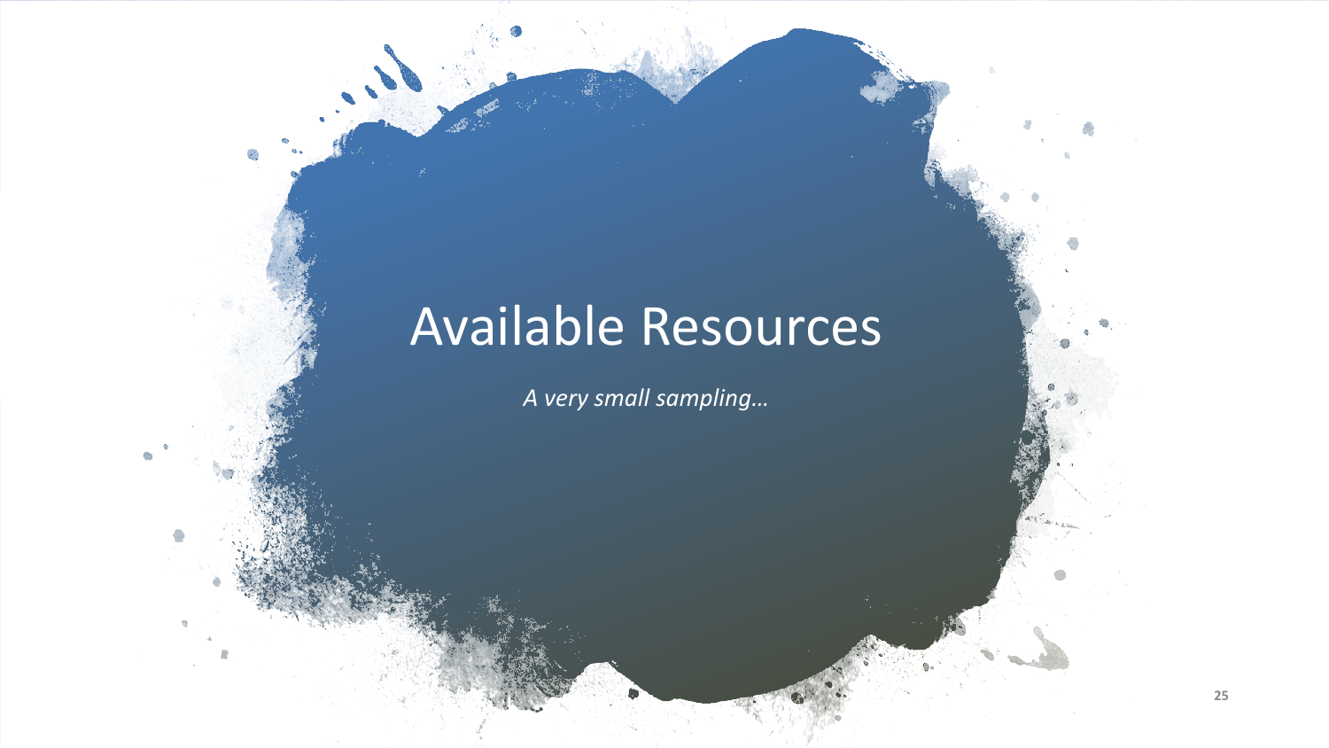# Available Resources

*A very small sampling…*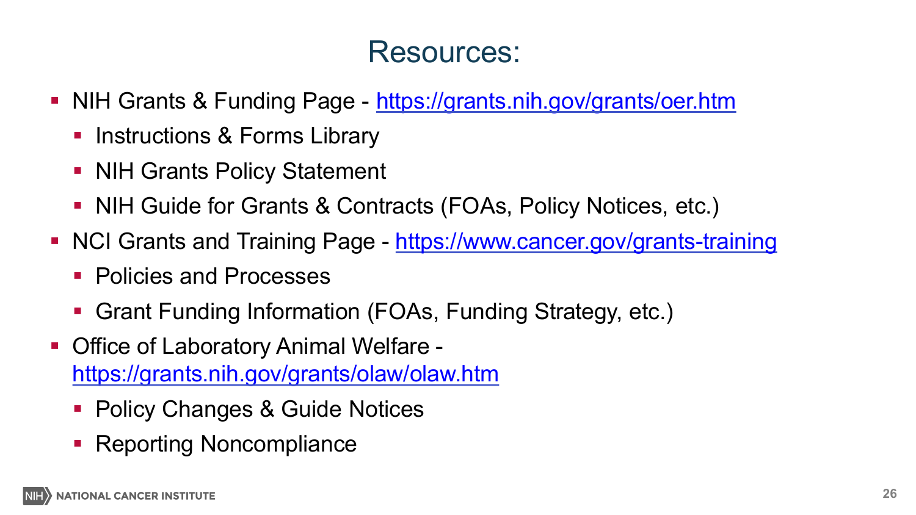# Resources:

- NIH Grants & Funding Page - https://grants.nih.gov/grants/oer.htm
  - Instructions & Forms Library
  - NIH Grants Policy Statement
  - NIH Guide for Grants & Contracts (FOAs, Policy Notices, etc.)
- NCI Grants and Training Page - https://www.cancer.gov/grants-training
  - Policies and Processes
  - Grant Funding Information (FOAs, Funding Strategy, etc.)
- Office of Laboratory Animal Welfare - https://grants.nih.gov/grants/olaw/olaw.htm
  - Policy Changes & Guide Notices
  - Reporting Noncompliance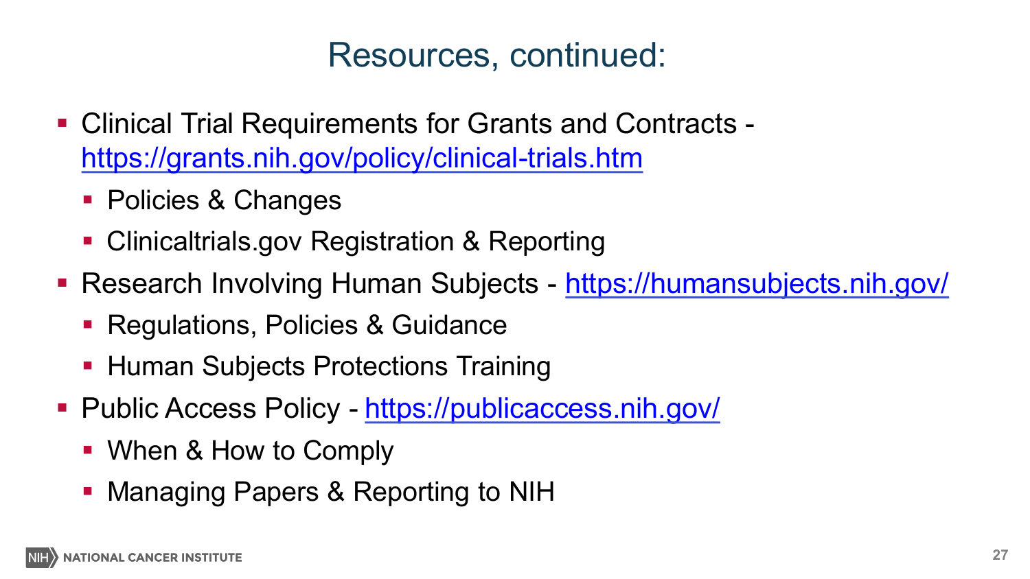# Resources, continued:

- Clinical Trial Requirements for Grants and Contracts - https://grants.nih.gov/policy/clinical-trials.htm
  - Policies & Changes
  - Clinicaltrials.gov Registration & Reporting
- Research Involving Human Subjects - https://humansubjects.nih.gov/
  - Regulations, Policies & Guidance
  - Human Subjects Protections Training
- Public Access Policy - https://publicaccess.nih.gov/
  - When & How to Comply
  - Managing Papers & Reporting to NIH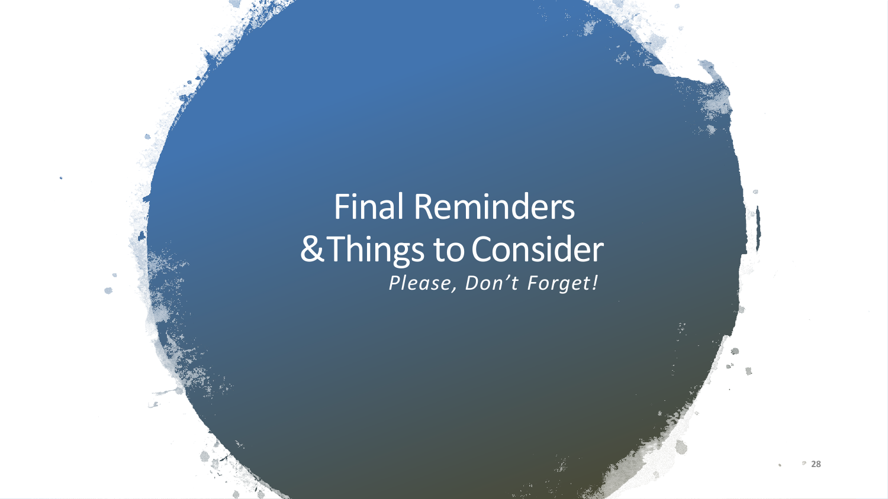# Final Reminders & Things to Consider

*Please, Don't Forget!*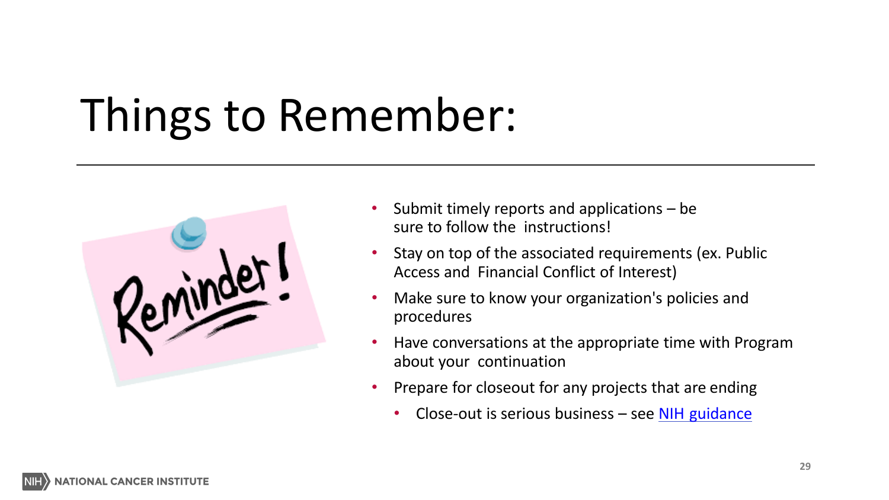# Things to Remember:

- Submit timely reports and applications – be sure to follow the instructions!
- Stay on top of the associated requirements (ex. Public Access and Financial Conflict of Interest)
- Make sure to know your organization's policies and procedures
- Have conversations at the appropriate time with Program about your continuation
- Prepare for closeout for any projects that are ending
  - Close-out is serious business – see NIH guidance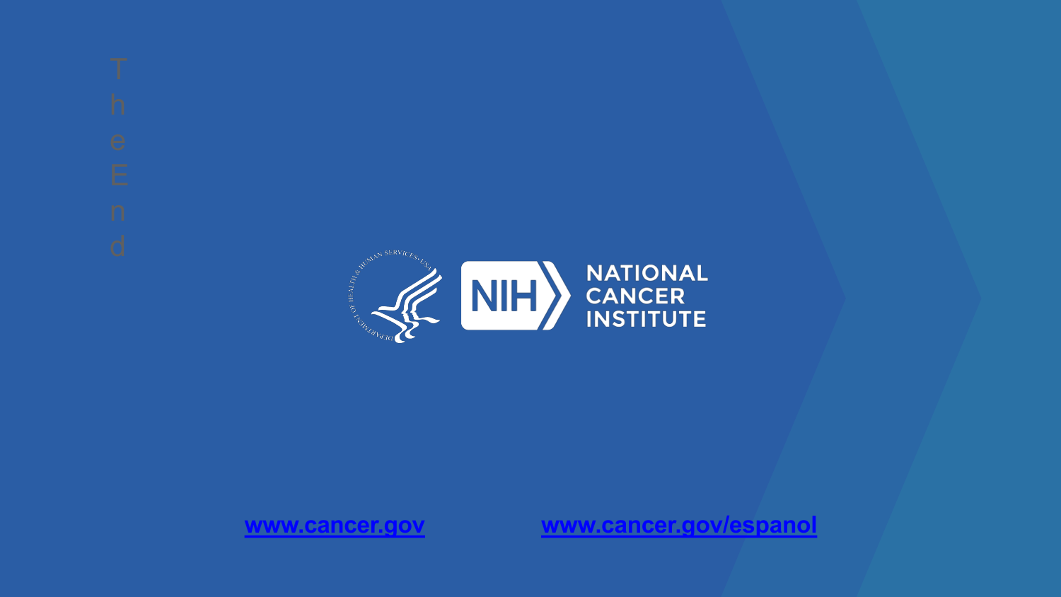The End

NATIONAL CANCER INSTITUTE

www.cancer.gov

www.cancer.gov/espanol